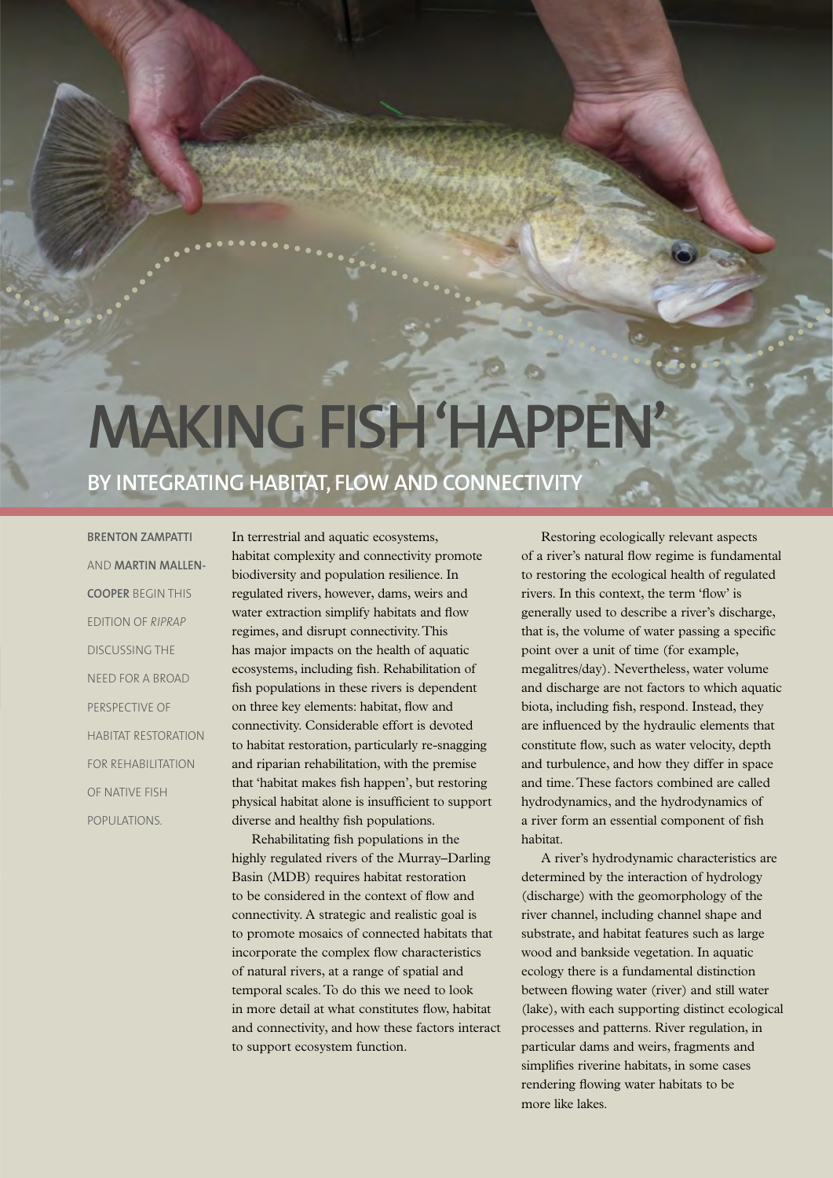# MAKING FISH 'HAPPEN'

## BY INTEGRATING HABITAT, FLOW AND CONNECTIVITY

**BRENTON ZAMPATTI** AND **MARTIN MALLEN-COOPER** BEGIN THIS EDITION OF *RIPRAP* DISCUSSING THE NEED FOR A BROAD PERSPECTIVE OF HABITAT RESTORATION FOR REHABILITATION OF NATIVE FISH POPULATIONS.

In terrestrial and aquatic ecosystems, habitat complexity and connectivity promote biodiversity and population resilience. In regulated rivers, however, dams, weirs and water extraction simplify habitats and flow regimes, and disrupt connectivity. This has major impacts on the health of aquatic ecosystems, including fish. Rehabilitation of fish populations in these rivers is dependent on three key elements: habitat, flow and connectivity. Considerable effort is devoted to habitat restoration, particularly re-snagging and riparian rehabilitation, with the premise that 'habitat makes fish happen', but restoring physical habitat alone is insufficient to support diverse and healthy fish populations.

Rehabilitating fish populations in the highly regulated rivers of the Murray–Darling Basin (MDB) requires habitat restoration to be considered in the context of flow and connectivity. A strategic and realistic goal is to promote mosaics of connected habitats that incorporate the complex flow characteristics of natural rivers, at a range of spatial and temporal scales. To do this we need to look in more detail at what constitutes flow, habitat and connectivity, and how these factors interact to support ecosystem function.

Restoring ecologically relevant aspects of a river's natural flow regime is fundamental to restoring the ecological health of regulated rivers. In this context, the term 'flow' is generally used to describe a river's discharge, that is, the volume of water passing a specific point over a unit of time (for example, megalitres/day). Nevertheless, water volume and discharge are not factors to which aquatic biota, including fish, respond. Instead, they are influenced by the hydraulic elements that constitute flow, such as water velocity, depth and turbulence, and how they differ in space and time. These factors combined are called hydrodynamics, and the hydrodynamics of a river form an essential component of fish habitat.

A river's hydrodynamic characteristics are determined by the interaction of hydrology (discharge) with the geomorphology of the river channel, including channel shape and substrate, and habitat features such as large wood and bankside vegetation. In aquatic ecology there is a fundamental distinction between flowing water (river) and still water (lake), with each supporting distinct ecological processes and patterns. River regulation, in particular dams and weirs, fragments and simplifies riverine habitats, in some cases rendering flowing water habitats to be more like lakes.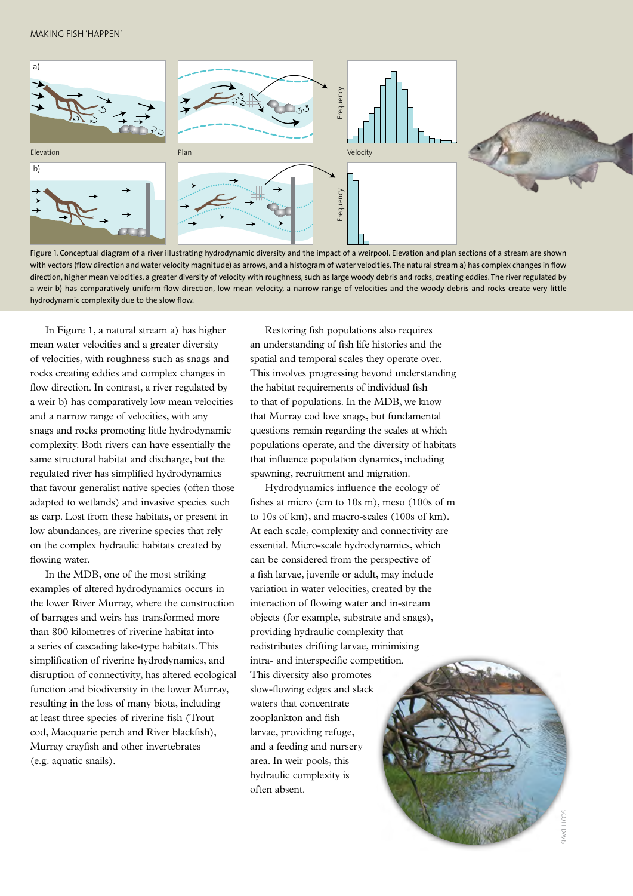Figure 1. Conceptual diagram of a river illustrating hydrodynamic diversity and the impact of a weirpool. Elevation and plan sections of a stream are shown with vectors (flow direction and water velocity magnitude) as arrows, and a histogram of water velocities. The natural stream a) has complex changes in flow direction, higher mean velocities, a greater diversity of velocity with roughness, such as large woody debris and rocks, creating eddies. The river regulated by a weir b) has comparatively uniform flow direction, low mean velocity, a narrow range of velocities and the woody debris and rocks create very little hydrodynamic complexity due to the slow flow.

In Figure 1, a natural stream a) has higher mean water velocities and a greater diversity of velocities, with roughness such as snags and rocks creating eddies and complex changes in flow direction. In contrast, a river regulated by a weir b) has comparatively low mean velocities and a narrow range of velocities, with any snags and rocks promoting little hydrodynamic complexity. Both rivers can have essentially the same structural habitat and discharge, but the regulated river has simplified hydrodynamics that favour generalist native species (often those adapted to wetlands) and invasive species such as carp. Lost from these habitats, or present in low abundances, are riverine species that rely on the complex hydraulic habitats created by flowing water.

In the MDB, one of the most striking examples of altered hydrodynamics occurs in the lower River Murray, where the construction of barrages and weirs has transformed more than 800 kilometres of riverine habitat into a series of cascading lake-type habitats. This simplification of riverine hydrodynamics, and disruption of connectivity, has altered ecological function and biodiversity in the lower Murray, resulting in the loss of many biota, including at least three species of riverine fish (Trout cod, Macquarie perch and River blackfish), Murray crayfish and other invertebrates (e.g. aquatic snails).

Restoring fish populations also requires an understanding of fish life histories and the spatial and temporal scales they operate over. This involves progressing beyond understanding the habitat requirements of individual fish to that of populations. In the MDB, we know that Murray cod love snags, but fundamental questions remain regarding the scales at which populations operate, and the diversity of habitats that influence population dynamics, including spawning, recruitment and migration.

Hydrodynamics influence the ecology of fishes at micro (cm to 10s m), meso (100s of m to 10s of km), and macro-scales (100s of km). At each scale, complexity and connectivity are essential. Micro-scale hydrodynamics, which can be considered from the perspective of a fish larvae, juvenile or adult, may include variation in water velocities, created by the interaction of flowing water and in-stream objects (for example, substrate and snags), providing hydraulic complexity that redistributes drifting larvae, minimising intra- and interspecific competition. This diversity also promotes slow-flowing edges and slack waters that concentrate zooplankton and fish larvae, providing refuge, and a feeding and nursery area. In weir pools, this hydraulic complexity is often absent.

SCOTT DAVIS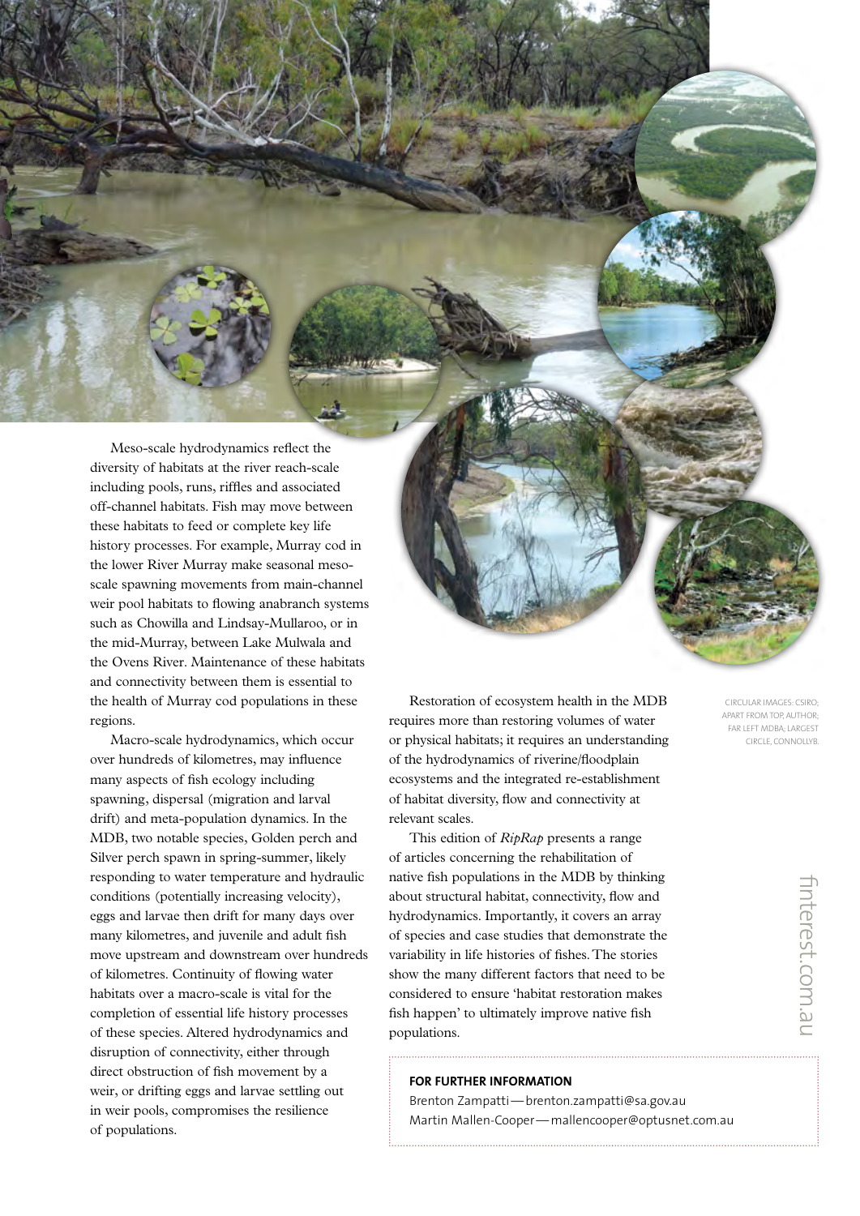Meso-scale hydrodynamics reflect the diversity of habitats at the river reach-scale including pools, runs, riffles and associated off-channel habitats. Fish may move between these habitats to feed or complete key life history processes. For example, Murray cod in the lower River Murray make seasonal meso-scale spawning movements from main-channel weir pool habitats to flowing anabranch systems such as Chowilla and Lindsay-Mullaroo, or in the mid-Murray, between Lake Mulwala and the Ovens River. Maintenance of these habitats and connectivity between them is essential to the health of Murray cod populations in these regions.

Macro-scale hydrodynamics, which occur over hundreds of kilometres, may influence many aspects of fish ecology including spawning, dispersal (migration and larval drift) and meta-population dynamics. In the MDB, two notable species, Golden perch and Silver perch spawn in spring-summer, likely responding to water temperature and hydraulic conditions (potentially increasing velocity), eggs and larvae then drift for many days over many kilometres, and juvenile and adult fish move upstream and downstream over hundreds of kilometres. Continuity of flowing water habitats over a macro-scale is vital for the completion of essential life history processes of these species. Altered hydrodynamics and disruption of connectivity, either through direct obstruction of fish movement by a weir, or drifting eggs and larvae settling out in weir pools, compromises the resilience of populations.

Restoration of ecosystem health in the MDB requires more than restoring volumes of water or physical habitats; it requires an understanding of the hydrodynamics of riverine/floodplain ecosystems and the integrated re-establishment of habitat diversity, flow and connectivity at relevant scales.

This edition of *RipRap* presents a range of articles concerning the rehabilitation of native fish populations in the MDB by thinking about structural habitat, connectivity, flow and hydrodynamics. Importantly, it covers an array of species and case studies that demonstrate the variability in life histories of fishes. The stories show the many different factors that need to be considered to ensure 'habitat restoration makes fish happen' to ultimately improve native fish populations.

CIRCULAR IMAGES: CSIRO; APART FROM TOP, AUTHOR; FAR LEFT MDBA; LARGEST CIRCLE, CONNOLLYB.

**FOR FURTHER INFORMATION**

Brenton Zampatti — brenton.zampatti@sa.gov.au

Martin Mallen-Cooper — mallencooper@optusnet.com.au

finterest.com.au